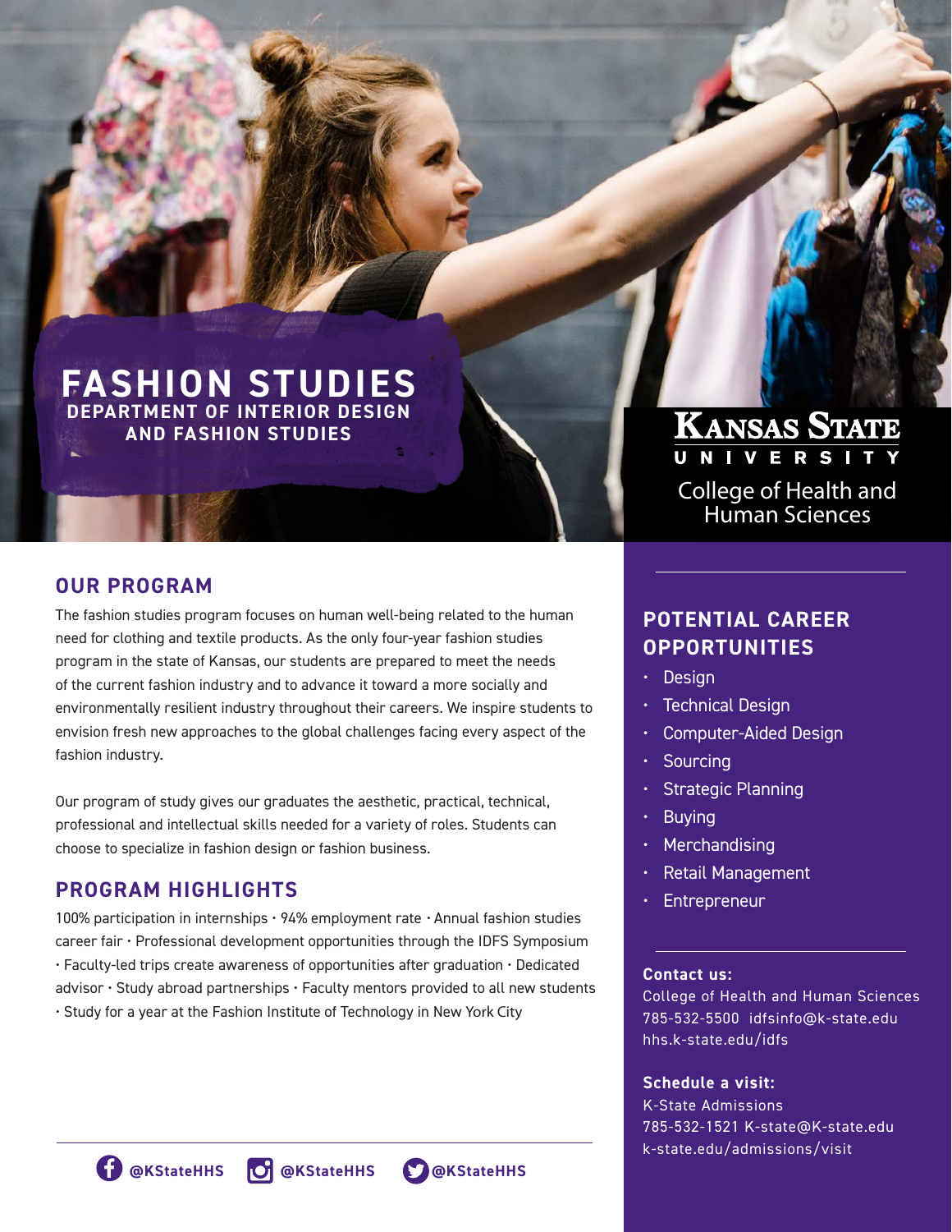# FASHION STUDIES

DEPARTMENT OF INTERIOR DESIGN AND FASHION STUDIES

Kansas State University

College of Health and Human Sciences

## OUR PROGRAM

The fashion studies program focuses on human well-being related to the human need for clothing and textile products. As the only four-year fashion studies program in the state of Kansas, our students are prepared to meet the needs of the current fashion industry and to advance it toward a more socially and environmentally resilient industry throughout their careers. We inspire students to envision fresh new approaches to the global challenges facing every aspect of the fashion industry.

Our program of study gives our graduates the aesthetic, practical, technical, professional and intellectual skills needed for a variety of roles. Students can choose to specialize in fashion design or fashion business.

## PROGRAM HIGHLIGHTS

100% participation in internships · 94% employment rate · Annual fashion studies career fair · Professional development opportunities through the IDFS Symposium · Faculty-led trips create awareness of opportunities after graduation · Dedicated advisor · Study abroad partnerships · Faculty mentors provided to all new students · Study for a year at the Fashion Institute of Technology in New York City

## POTENTIAL CAREER OPPORTUNITIES

- Design
- Technical Design
- Computer-Aided Design
- Sourcing
- Strategic Planning
- Buying
- Merchandising
- Retail Management
- Entrepreneur

**Contact us:**
College of Health and Human Sciences
785-532-5500 idfsinfo@k-state.edu
hhs.k-state.edu/idfs

**Schedule a visit:**
K-State Admissions
785-532-1521 K-state@K-state.edu
k-state.edu/admissions/visit

@KStateHHS @KStateHHS @KStateHHS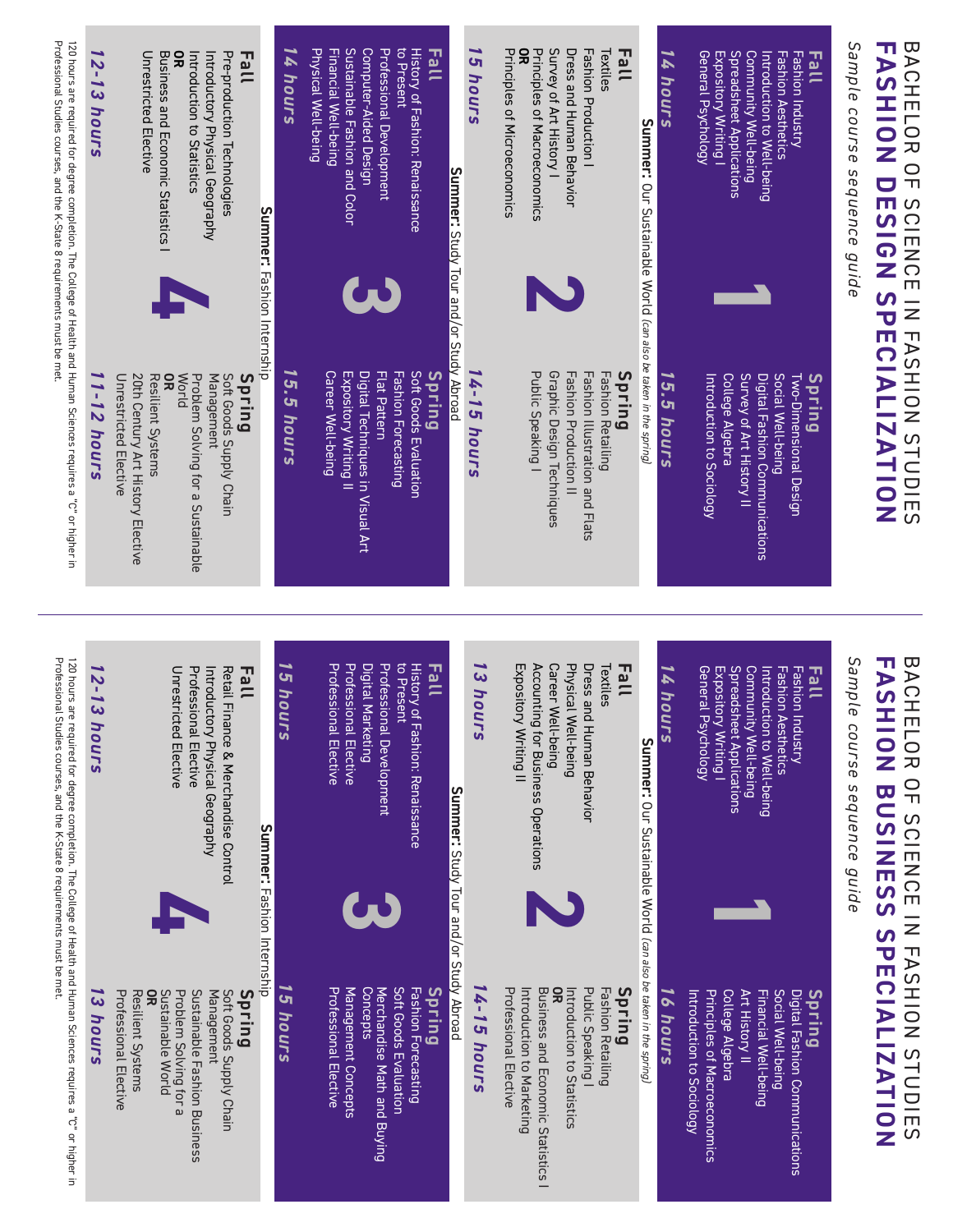# BACHELOR OF SCIENCE IN FASHION STUDIES
# FASHION DESIGN SPECIALIZATION

*Sample course sequence guide*

## 1

**Fall**
Fashion Industry
Fashion Aesthetics
Introduction to Well-being
Community Well-being
Spreadsheet Applications
Expository Writing I
General Psychology

**14 hours**

**Spring**
Two-Dimensional Design
Social Well-being
Digital Fashion Communications
Survey of Art History II
College Algebra
Introduction to Sociology

**15.5 hours**

**Summer:** Our Sustainable World *(can also be taken in the spring)*

## 2

**Fall**
Textiles
Fashion Production I
Dress and Human Behavior
Survey of Art History I
Principles of Macroeconomics
**OR**
Principles of Microeconomics

**15 hours**

**Spring**
Fashion Retailing
Fashion Illustration and Flats
Fashion Production II
Graphic Design Techniques
Public Speaking I

**14-15 hours**

**Summer:** Study Tour and/or Study Abroad

## 3

**Fall**
History of Fashion: Renaissance to Present
Professional Development
Computer-Aided Design
Sustainable Fashion and Color
Financial Well-being
Physical Well-being

**14 hours**

**Spring**
Soft Goods Evaluation
Fashion Forecasting
Flat Pattern
Digital Techniques in Visual Art
Expository Writing II
Career Well-being

**15.5 hours**

**Summer:** Fashion Internship

## 4

**Fall**
Pre-production Technologies
Introductory Physical Geography
Introduction to Statistics
**OR**
Business and Economic Statistics I
Unrestricted Elective

**12-13 hours**

**Spring**
Soft Goods Supply Chain Management
Problem Solving for a Sustainable World
**OR**
Resilient Systems
20th Century Art History Elective
Unrestricted Elective

**11-12 hours**

120 hours are required for degree completion. The College of Health and Human Sciences requires a "C" or higher in Professional Studies courses, and the K-State 8 requirements must be met.

---

# BACHELOR OF SCIENCE IN FASHION STUDIES
# FASHION BUSINESS SPECIALIZATION

*Sample course sequence guide*

## 1

**Fall**
Fashion Industry
Fashion Aesthetics
Introduction to Well-being
Community Well-being
Spreadsheet Applications
Expository Writing I
General Psychology

**14 hours**

**Spring**
Digital Fashion Communications
Social Well-being
Financial Well-being
Art History II
College Algebra
Principles of Macroeconomics
Introduction to Sociology

**16 hours**

**Summer:** Our Sustainable World *(can also be taken in the spring)*

## 2

**Fall**
Textiles
Dress and Human Behavior
Physical Well-being
Career Well-being
Accounting for Business Operations
Expository Writing II

**13 hours**

**Spring**
Fashion Retailing
Public Speaking I
Introduction to Statistics
**OR**
Business and Economic Statistics I
Introduction to Marketing
Professional Elective

**14-15 hours**

**Summer:** Study Tour and/or Study Abroad

## 3

**Fall**
History of Fashion: Renaissance to Present
Professional Development
Digital Marketing
Professional Elective
Professional Elective

**15 hours**

**Spring**
Fashion Forecasting
Soft Goods Evaluation
Merchandise Math and Buying Concepts
Management Concepts
Professional Elective

**15 hours**

**Summer:** Fashion Internship

## 4

**Fall**
Retail Finance & Merchandise Control
Introductory Physical Geography
Professional Elective
Unrestricted Elective

**12-13 hours**

**Spring**
Soft Goods Supply Chain Management
Sustainable Fashion Business
Problem Solving for a Sustainable World
**OR**
Resilient Systems
Professional Elective

**13 hours**

120 hours are required for degree completion. The College of Health and Human Sciences requires a "C" or higher in Professional Studies courses, and the K-State 8 requirements must be met.